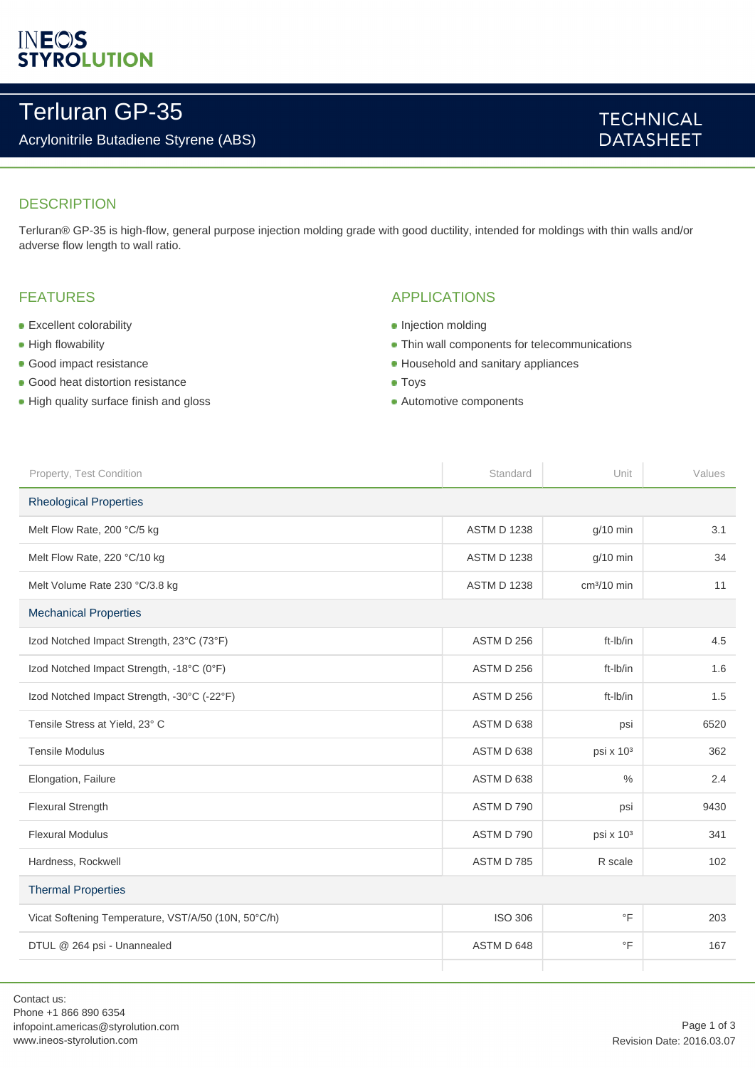# Terluran GP-35

Acrylonitrile Butadiene Styrene (ABS)

TECHNICAL DATASHEET

## DESCRIPTION

Terluran® GP-35 is high-flow, general purpose injection molding grade with good ductility, intended for moldings with thin walls and/or adverse flow length to wall ratio.

## FEATURES

- Excellent colorability
- High flowability
- Good impact resistance
- Good heat distortion resistance
- High quality surface finish and gloss

## APPLICATIONS

- Injection molding
- Thin wall components for telecommunications
- Household and sanitary appliances
- Toys
- Automotive components

| Property, Test Condition | Standard | Unit | Values |
|---|---|---|---|
| **Rheological Properties** | | | |
| Melt Flow Rate, 200 °C/5 kg | ASTM D 1238 | g/10 min | 3.1 |
| Melt Flow Rate, 220 °C/10 kg | ASTM D 1238 | g/10 min | 34 |
| Melt Volume Rate 230 °C/3.8 kg | ASTM D 1238 | $cm^3$/10 min | 11 |
| **Mechanical Properties** | | | |
| Izod Notched Impact Strength, 23°C (73°F) | ASTM D 256 | ft-lb/in | 4.5 |
| Izod Notched Impact Strength, -18°C (0°F) | ASTM D 256 | ft-lb/in | 1.6 |
| Izod Notched Impact Strength, -30°C (-22°F) | ASTM D 256 | ft-lb/in | 1.5 |
| Tensile Stress at Yield, 23° C | ASTM D 638 | psi | 6520 |
| Tensile Modulus | ASTM D 638 | psi x $10^3$ | 362 |
| Elongation, Failure | ASTM D 638 | % | 2.4 |
| Flexural Strength | ASTM D 790 | psi | 9430 |
| Flexural Modulus | ASTM D 790 | psi x $10^3$ | 341 |
| Hardness, Rockwell | ASTM D 785 | R scale | 102 |
| **Thermal Properties** | | | |
| Vicat Softening Temperature, VST/A/50 (10N, 50°C/h) | ISO 306 | °F | 203 |
| DTUL @ 264 psi - Unannealed | ASTM D 648 | °F | 167 |

Contact us:
Phone +1 866 890 6354
infopoint.americas@styrolution.com
www.ineos-styrolution.com

Revision Date: 2016.03.07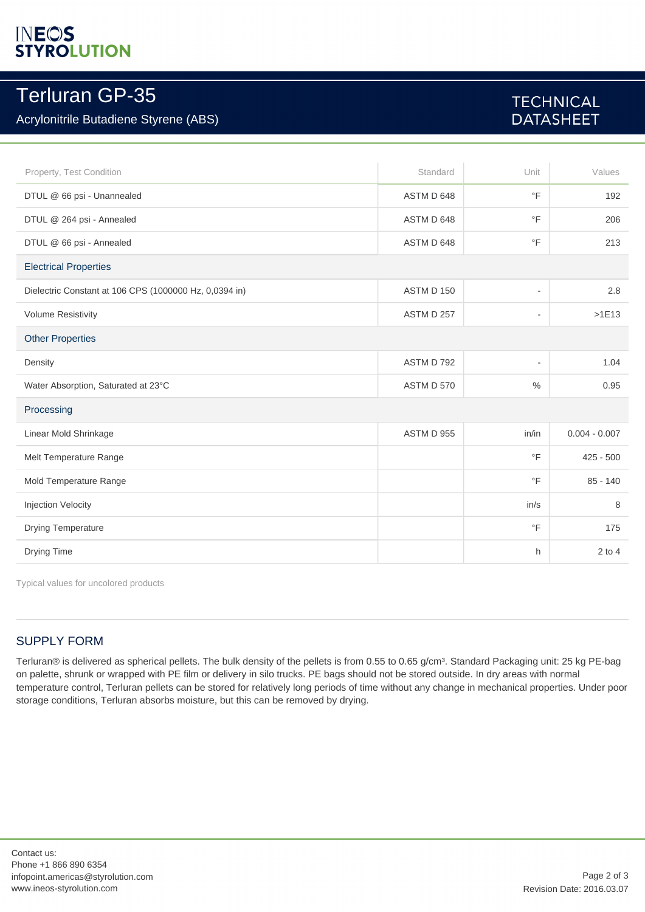# Terluran GP-35

Acrylonitrile Butadiene Styrene (ABS)

TECHNICAL DATASHEET

| Property, Test Condition | Standard | Unit | Values |
|---|---|---|---|
| DTUL @ 66 psi - Unannealed | ASTM D 648 | °F | 192 |
| DTUL @ 264 psi - Annealed | ASTM D 648 | °F | 206 |
| DTUL @ 66 psi - Annealed | ASTM D 648 | °F | 213 |
| **Electrical Properties** | | | |
| Dielectric Constant at 106 CPS (1000000 Hz, 0,0394 in) | ASTM D 150 | - | 2.8 |
| Volume Resistivity | ASTM D 257 | - | >1E13 |
| **Other Properties** | | | |
| Density | ASTM D 792 | - | 1.04 |
| Water Absorption, Saturated at 23°C | ASTM D 570 | % | 0.95 |
| **Processing** | | | |
| Linear Mold Shrinkage | ASTM D 955 | in/in | 0.004 - 0.007 |
| Melt Temperature Range | | °F | 425 - 500 |
| Mold Temperature Range | | °F | 85 - 140 |
| Injection Velocity | | in/s | 8 |
| Drying Temperature | | °F | 175 |
| Drying Time | | h | 2 to 4 |

Typical values for uncolored products

## SUPPLY FORM

Terluran® is delivered as spherical pellets. The bulk density of the pellets is from 0.55 to 0.65 g/cm³. Standard Packaging unit: 25 kg PE-bag on palette, shrunk or wrapped with PE film or delivery in silo trucks. PE bags should not be stored outside. In dry areas with normal temperature control, Terluran pellets can be stored for relatively long periods of time without any change in mechanical properties. Under poor storage conditions, Terluran absorbs moisture, but this can be removed by drying.

Contact us:
Phone +1 866 890 6354
infopoint.americas@styrolution.com
www.ineos-styrolution.com

Revision Date: 2016.03.07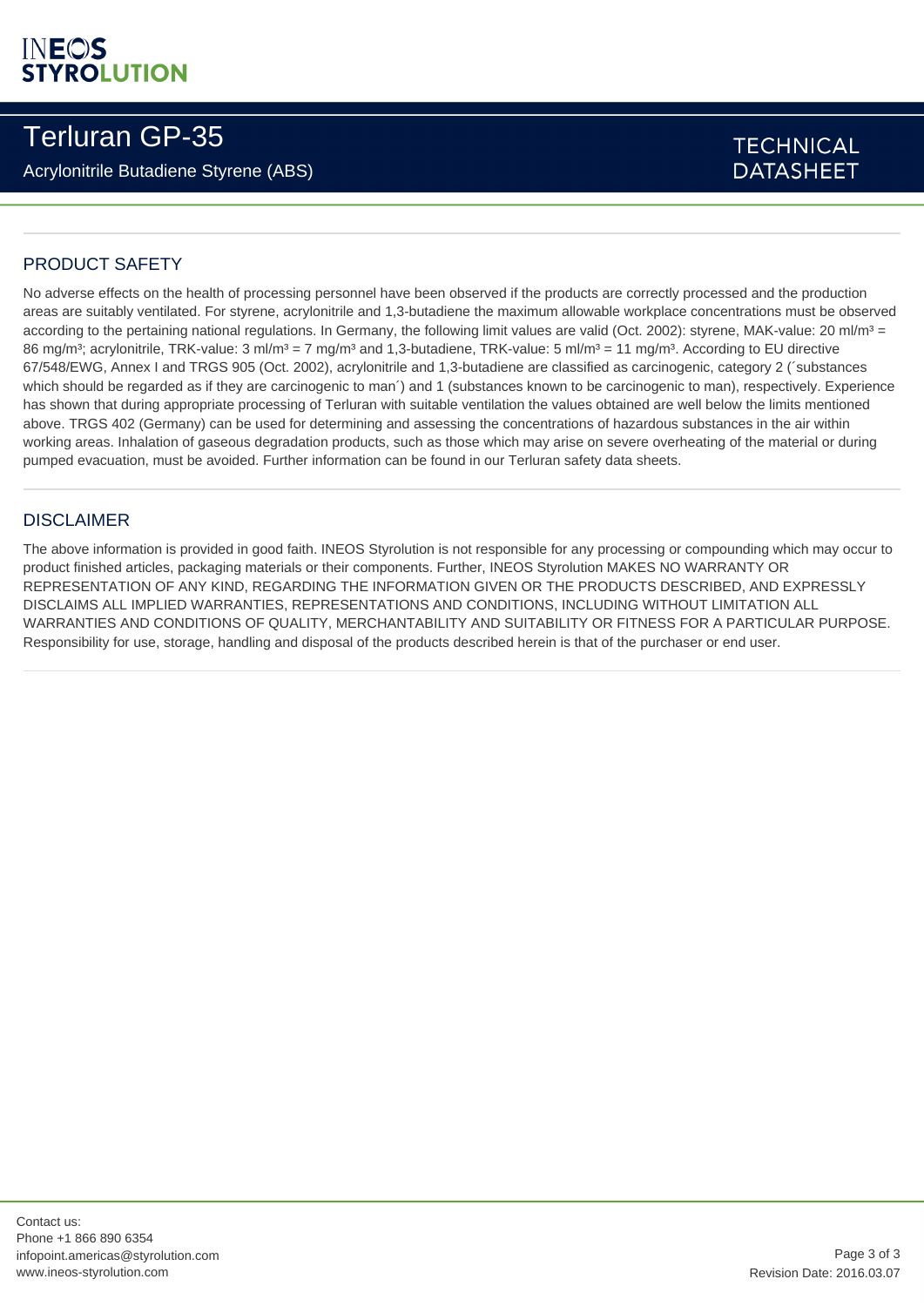# Terluran GP-35

Acrylonitrile Butadiene Styrene (ABS)

TECHNICAL DATASHEET

## PRODUCT SAFETY

No adverse effects on the health of processing personnel have been observed if the products are correctly processed and the production areas are suitably ventilated. For styrene, acrylonitrile and 1,3-butadiene the maximum allowable workplace concentrations must be observed according to the pertaining national regulations. In Germany, the following limit values are valid (Oct. 2002): styrene, MAK-value: 20 $ml/m^3$ = 86 $mg/m^3$; acrylonitrile, TRK-value: 3 $ml/m^3$ = 7 $mg/m^3$ and 1,3-butadiene, TRK-value: 5 $ml/m^3$ = 11 $mg/m^3$. According to EU directive 67/548/EWG, Annex I and TRGS 905 (Oct. 2002), acrylonitrile and 1,3-butadiene are classified as carcinogenic, category 2 (´substances which should be regarded as if they are carcinogenic to man´) and 1 (substances known to be carcinogenic to man), respectively. Experience has shown that during appropriate processing of Terluran with suitable ventilation the values obtained are well below the limits mentioned above. TRGS 402 (Germany) can be used for determining and assessing the concentrations of hazardous substances in the air within working areas. Inhalation of gaseous degradation products, such as those which may arise on severe overheating of the material or during pumped evacuation, must be avoided. Further information can be found in our Terluran safety data sheets.

## DISCLAIMER

The above information is provided in good faith. INEOS Styrolution is not responsible for any processing or compounding which may occur to product finished articles, packaging materials or their components. Further, INEOS Styrolution MAKES NO WARRANTY OR REPRESENTATION OF ANY KIND, REGARDING THE INFORMATION GIVEN OR THE PRODUCTS DESCRIBED, AND EXPRESSLY DISCLAIMS ALL IMPLIED WARRANTIES, REPRESENTATIONS AND CONDITIONS, INCLUDING WITHOUT LIMITATION ALL WARRANTIES AND CONDITIONS OF QUALITY, MERCHANTABILITY AND SUITABILITY OR FITNESS FOR A PARTICULAR PURPOSE. Responsibility for use, storage, handling and disposal of the products described herein is that of the purchaser or end user.

Contact us:
Phone +1 866 890 6354
infopoint.americas@styrolution.com
www.ineos-styrolution.com

Revision Date: 2016.03.07